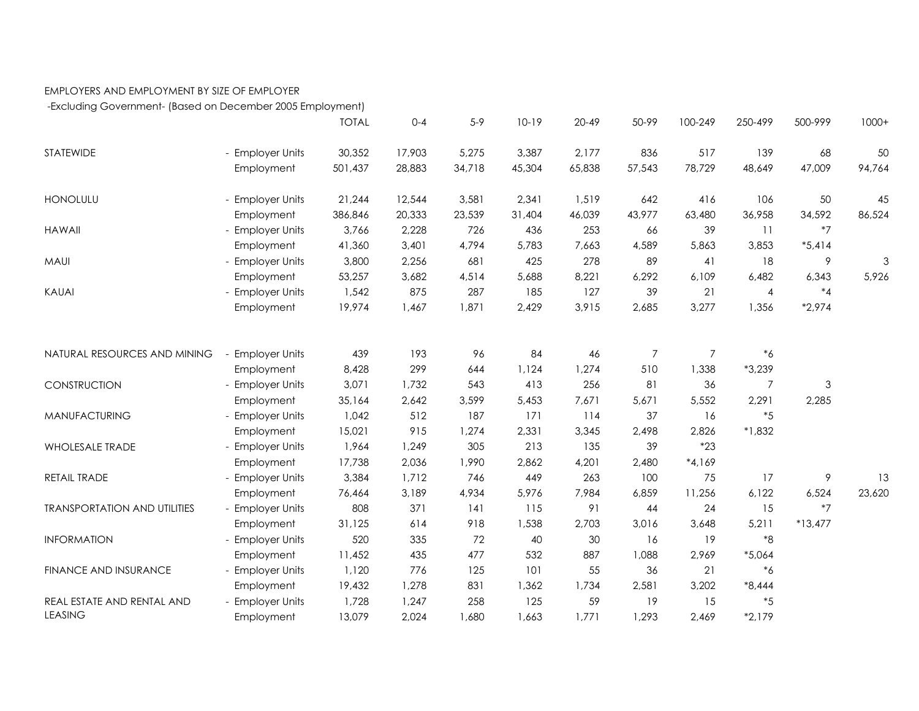EMPLOYERS AND EMPLOYMENT BY SIZE OF EMPLOYER

-Excluding Government- (Based on December 2005 Employment)

| | | TOTAL | 0-4 | 5-9 | 10-19 | 20-49 | 50-99 | 100-249 | 250-499 | 500-999 | 1000+ |
|---|---|---|---|---|---|---|---|---|---|---|---|
| STATEWIDE | - Employer Units | 30,352 | 17,903 | 5,275 | 3,387 | 2,177 | 836 | 517 | 139 | 68 | 50 |
| | Employment | 501,437 | 28,883 | 34,718 | 45,304 | 65,838 | 57,543 | 78,729 | 48,649 | 47,009 | 94,764 |
| HONOLULU | - Employer Units | 21,244 | 12,544 | 3,581 | 2,341 | 1,519 | 642 | 416 | 106 | 50 | 45 |
| | Employment | 386,846 | 20,333 | 23,539 | 31,404 | 46,039 | 43,977 | 63,480 | 36,958 | 34,592 | 86,524 |
| HAWAII | - Employer Units | 3,766 | 2,228 | 726 | 436 | 253 | 66 | 39 | 11 | *7 | |
| | Employment | 41,360 | 3,401 | 4,794 | 5,783 | 7,663 | 4,589 | 5,863 | 3,853 | *5,414 | |
| MAUI | - Employer Units | 3,800 | 2,256 | 681 | 425 | 278 | 89 | 41 | 18 | 9 | 3 |
| | Employment | 53,257 | 3,682 | 4,514 | 5,688 | 8,221 | 6,292 | 6,109 | 6,482 | 6,343 | 5,926 |
| KAUAI | - Employer Units | 1,542 | 875 | 287 | 185 | 127 | 39 | 21 | 4 | *4 | |
| | Employment | 19,974 | 1,467 | 1,871 | 2,429 | 3,915 | 2,685 | 3,277 | 1,356 | *2,974 | |
| NATURAL RESOURCES AND MINING | - Employer Units | 439 | 193 | 96 | 84 | 46 | 7 | 7 | *6 | | |
| | Employment | 8,428 | 299 | 644 | 1,124 | 1,274 | 510 | 1,338 | *3,239 | | |
| CONSTRUCTION | - Employer Units | 3,071 | 1,732 | 543 | 413 | 256 | 81 | 36 | 7 | 3 | |
| | Employment | 35,164 | 2,642 | 3,599 | 5,453 | 7,671 | 5,671 | 5,552 | 2,291 | 2,285 | |
| MANUFACTURING | - Employer Units | 1,042 | 512 | 187 | 171 | 114 | 37 | 16 | *5 | | |
| | Employment | 15,021 | 915 | 1,274 | 2,331 | 3,345 | 2,498 | 2,826 | *1,832 | | |
| WHOLESALE TRADE | - Employer Units | 1,964 | 1,249 | 305 | 213 | 135 | 39 | *23 | | | |
| | Employment | 17,738 | 2,036 | 1,990 | 2,862 | 4,201 | 2,480 | *4,169 | | | |
| RETAIL TRADE | - Employer Units | 3,384 | 1,712 | 746 | 449 | 263 | 100 | 75 | 17 | 9 | 13 |
| | Employment | 76,464 | 3,189 | 4,934 | 5,976 | 7,984 | 6,859 | 11,256 | 6,122 | 6,524 | 23,620 |
| TRANSPORTATION AND UTILITIES | - Employer Units | 808 | 371 | 141 | 115 | 91 | 44 | 24 | 15 | *7 | |
| | Employment | 31,125 | 614 | 918 | 1,538 | 2,703 | 3,016 | 3,648 | 5,211 | *13,477 | |
| INFORMATION | - Employer Units | 520 | 335 | 72 | 40 | 30 | 16 | 19 | *8 | | |
| | Employment | 11,452 | 435 | 477 | 532 | 887 | 1,088 | 2,969 | *5,064 | | |
| FINANCE AND INSURANCE | - Employer Units | 1,120 | 776 | 125 | 101 | 55 | 36 | 21 | *6 | | |
| | Employment | 19,432 | 1,278 | 831 | 1,362 | 1,734 | 2,581 | 3,202 | *8,444 | | |
| REAL ESTATE AND RENTAL AND LEASING | - Employer Units | 1,728 | 1,247 | 258 | 125 | 59 | 19 | 15 | *5 | | |
| | Employment | 13,079 | 2,024 | 1,680 | 1,663 | 1,771 | 1,293 | 2,469 | *2,179 | | |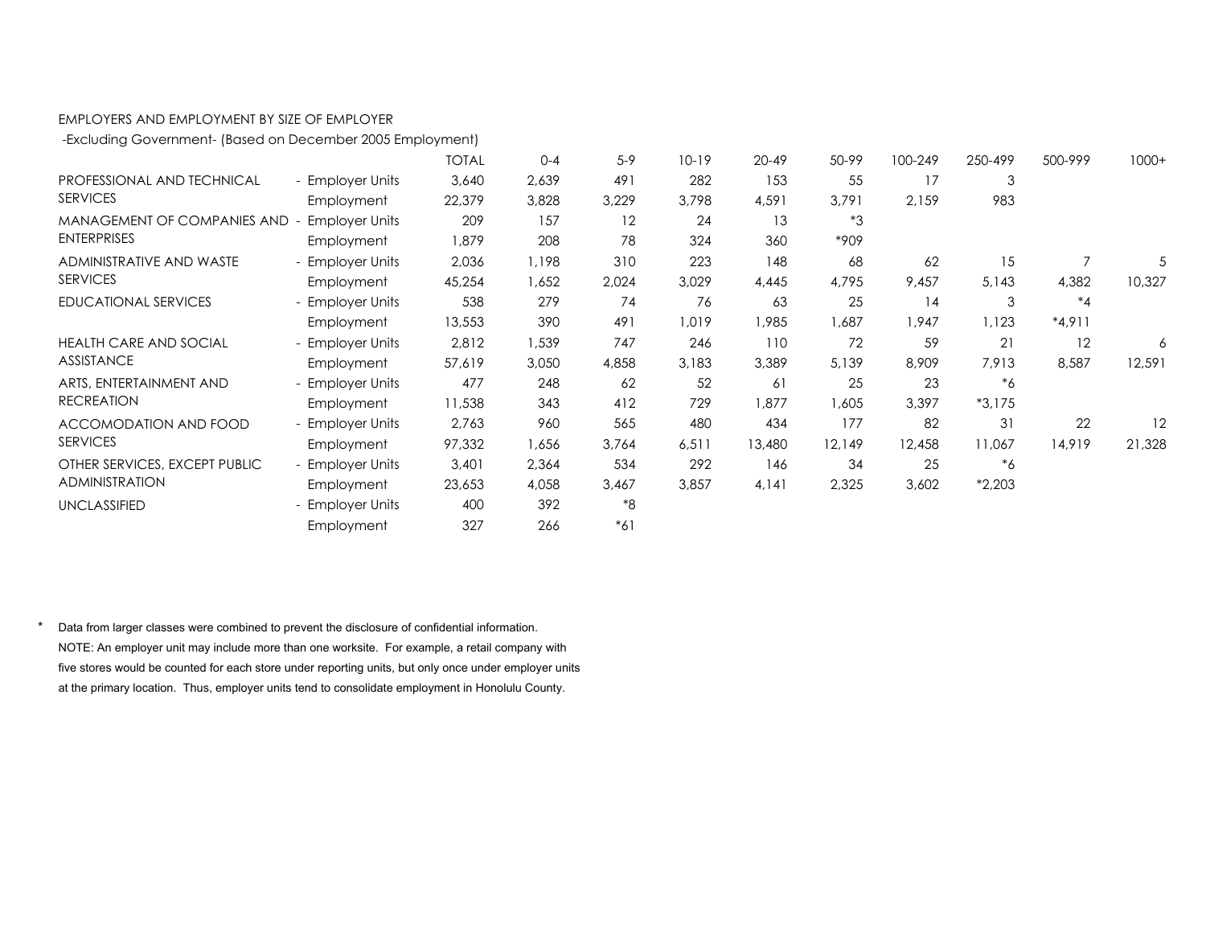EMPLOYERS AND EMPLOYMENT BY SIZE OF EMPLOYER

-Excluding Government- (Based on December 2005 Employment)

| | | TOTAL | 0-4 | 5-9 | 10-19 | 20-49 | 50-99 | 100-249 | 250-499 | 500-999 | 1000+ |
|---|---|---|---|---|---|---|---|---|---|---|---|
| PROFESSIONAL AND TECHNICAL SERVICES | - Employer Units | 3,640 | 2,639 | 491 | 282 | 153 | 55 | 17 | 3 | | |
| | Employment | 22,379 | 3,828 | 3,229 | 3,798 | 4,591 | 3,791 | 2,159 | 983 | | |
| MANAGEMENT OF COMPANIES AND ENTERPRISES | - Employer Units | 209 | 157 | 12 | 24 | 13 | *3 | | | | |
| | Employment | 1,879 | 208 | 78 | 324 | 360 | *909 | | | | |
| ADMINISTRATIVE AND WASTE SERVICES | - Employer Units | 2,036 | 1,198 | 310 | 223 | 148 | 68 | 62 | 15 | 7 | 5 |
| | Employment | 45,254 | 1,652 | 2,024 | 3,029 | 4,445 | 4,795 | 9,457 | 5,143 | 4,382 | 10,327 |
| EDUCATIONAL SERVICES | - Employer Units | 538 | 279 | 74 | 76 | 63 | 25 | 14 | 3 | *4 | |
| | Employment | 13,553 | 390 | 491 | 1,019 | 1,985 | 1,687 | 1,947 | 1,123 | *4,911 | |
| HEALTH CARE AND SOCIAL ASSISTANCE | - Employer Units | 2,812 | 1,539 | 747 | 246 | 110 | 72 | 59 | 21 | 12 | 6 |
| | Employment | 57,619 | 3,050 | 4,858 | 3,183 | 3,389 | 5,139 | 8,909 | 7,913 | 8,587 | 12,591 |
| ARTS, ENTERTAINMENT AND RECREATION | - Employer Units | 477 | 248 | 62 | 52 | 61 | 25 | 23 | *6 | | |
| | Employment | 11,538 | 343 | 412 | 729 | 1,877 | 1,605 | 3,397 | *3,175 | | |
| ACCOMODATION AND FOOD SERVICES | - Employer Units | 2,763 | 960 | 565 | 480 | 434 | 177 | 82 | 31 | 22 | 12 |
| | Employment | 97,332 | 1,656 | 3,764 | 6,511 | 13,480 | 12,149 | 12,458 | 11,067 | 14,919 | 21,328 |
| OTHER SERVICES, EXCEPT PUBLIC ADMINISTRATION | - Employer Units | 3,401 | 2,364 | 534 | 292 | 146 | 34 | 25 | *6 | | |
| | Employment | 23,653 | 4,058 | 3,467 | 3,857 | 4,141 | 2,325 | 3,602 | *2,203 | | |
| UNCLASSIFIED | - Employer Units | 400 | 392 | *8 | | | | | | | |
| | Employment | 327 | 266 | *61 | | | | | | | |

\* Data from larger classes were combined to prevent the disclosure of confidential information.

NOTE: An employer unit may include more than one worksite. For example, a retail company with five stores would be counted for each store under reporting units, but only once under employer units at the primary location. Thus, employer units tend to consolidate employment in Honolulu County.